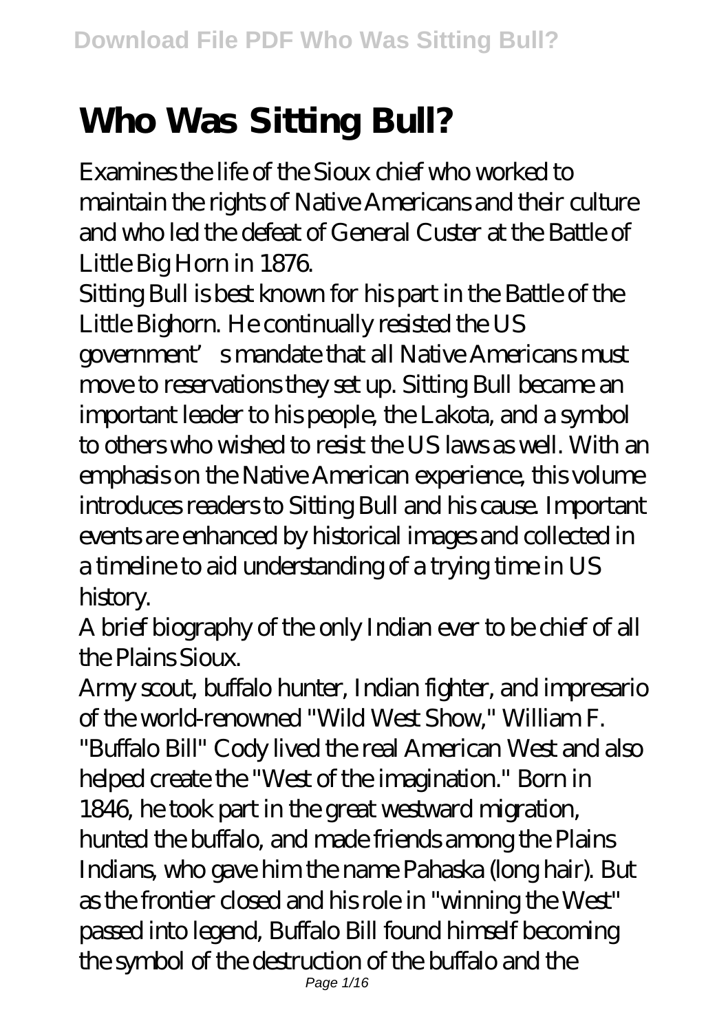# Who Was Sitting Bull?

Examines the life of the Sioux chief who worked to maintain the rights of Native Americans and their culture and who led the defeat of General Custer at the Battle of Little Big Horn in 1876.

Sitting Bull is best known for his part in the Battle of the Little Bighorn. He continually resisted the US government's mandate that all Native Americans must move to reservations they set up. Sitting Bull became an important leader to his people, the Lakota, and a symbol to others who wished to resist the US laws as well. With an emphasis on the Native American experience, this volume introduces readers to Sitting Bull and his cause. Important events are enhanced by historical images and collected in a timeline to aid understanding of a trying time in US history.

A brief biography of the only Indian ever to be chief of all the Plains Sioux.

Army scout, buffalo hunter, Indian fighter, and impresario of the world-renowned "Wild West Show," William F. "Buffalo Bill" Cody lived the real American West and also helped create the "West of the imagination." Born in 1846, he took part in the great westward migration, hunted the buffalo, and made friends among the Plains Indians, who gave him the name Pahaska (long hair). But as the frontier closed and his role in "winning the West" passed into legend, Buffalo Bill found himself becoming the symbol of the destruction of the buffalo and the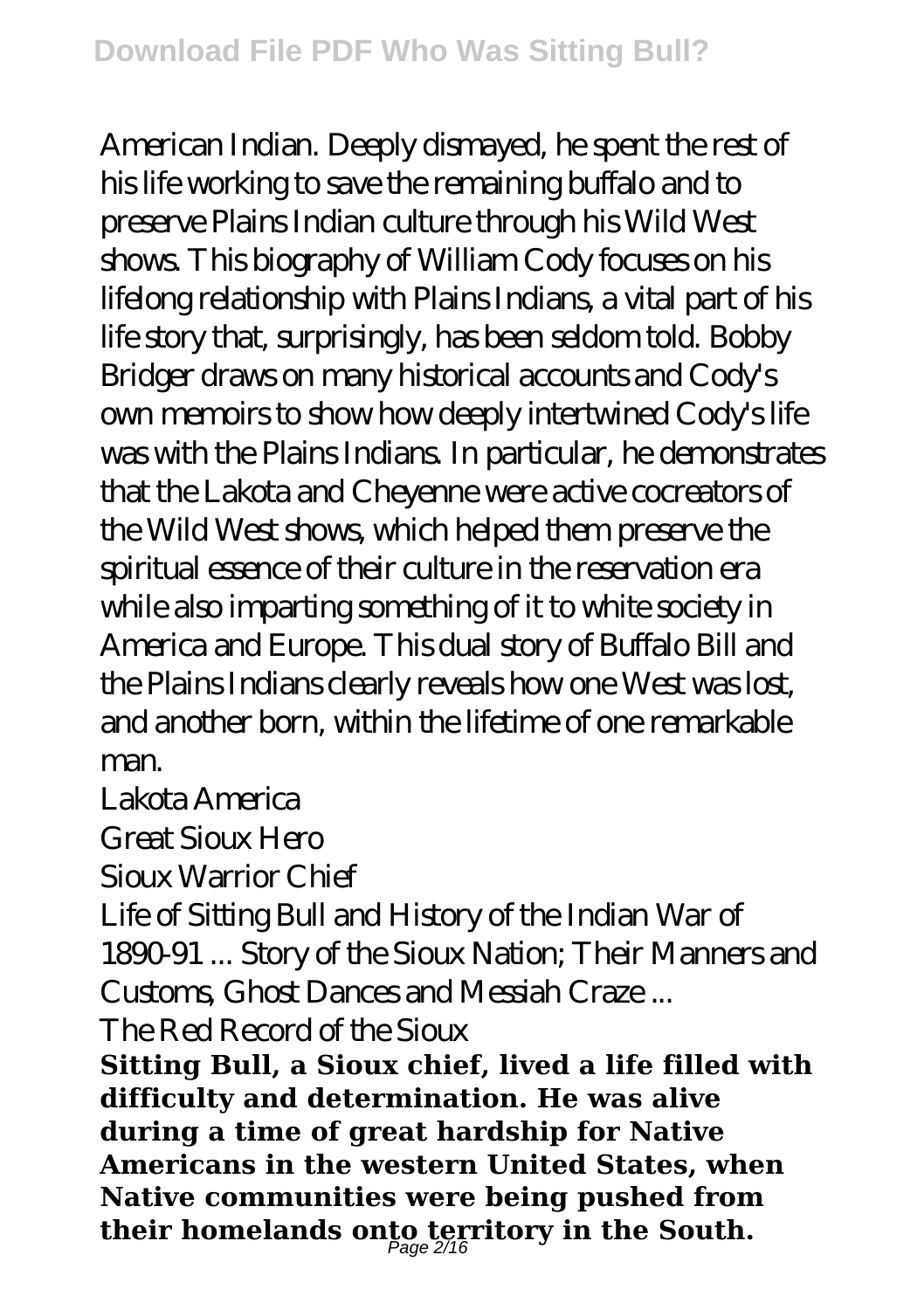American Indian. Deeply dismayed, he spent the rest of his life working to save the remaining buffalo and to preserve Plains Indian culture through his Wild West shows. This biography of William Cody focuses on his lifelong relationship with Plains Indians, a vital part of his life story that, surprisingly, has been seldom told. Bobby Bridger draws on many historical accounts and Cody's own memoirs to show how deeply intertwined Cody's life was with the Plains Indians. In particular, he demonstrates that the Lakota and Cheyenne were active cocreators of the Wild West shows, which helped them preserve the spiritual essence of their culture in the reservation era while also imparting something of it to white society in America and Europe. This dual story of Buffalo Bill and the Plains Indians clearly reveals how one West was lost, and another born, within the lifetime of one remarkable man.

Lakota America

Great Sioux Hero

Sioux Warrior Chief

Life of Sitting Bull and History of the Indian War of 1890-91 ... Story of the Sioux Nation; Their Manners and Customs, Ghost Dances and Messiah Craze ...

The Red Record of the Sioux

**Sitting Bull, a Sioux chief, lived a life filled with difficulty and determination. He was alive during a time of great hardship for Native Americans in the western United States, when Native communities were being pushed from their homelands onto territory in the South.**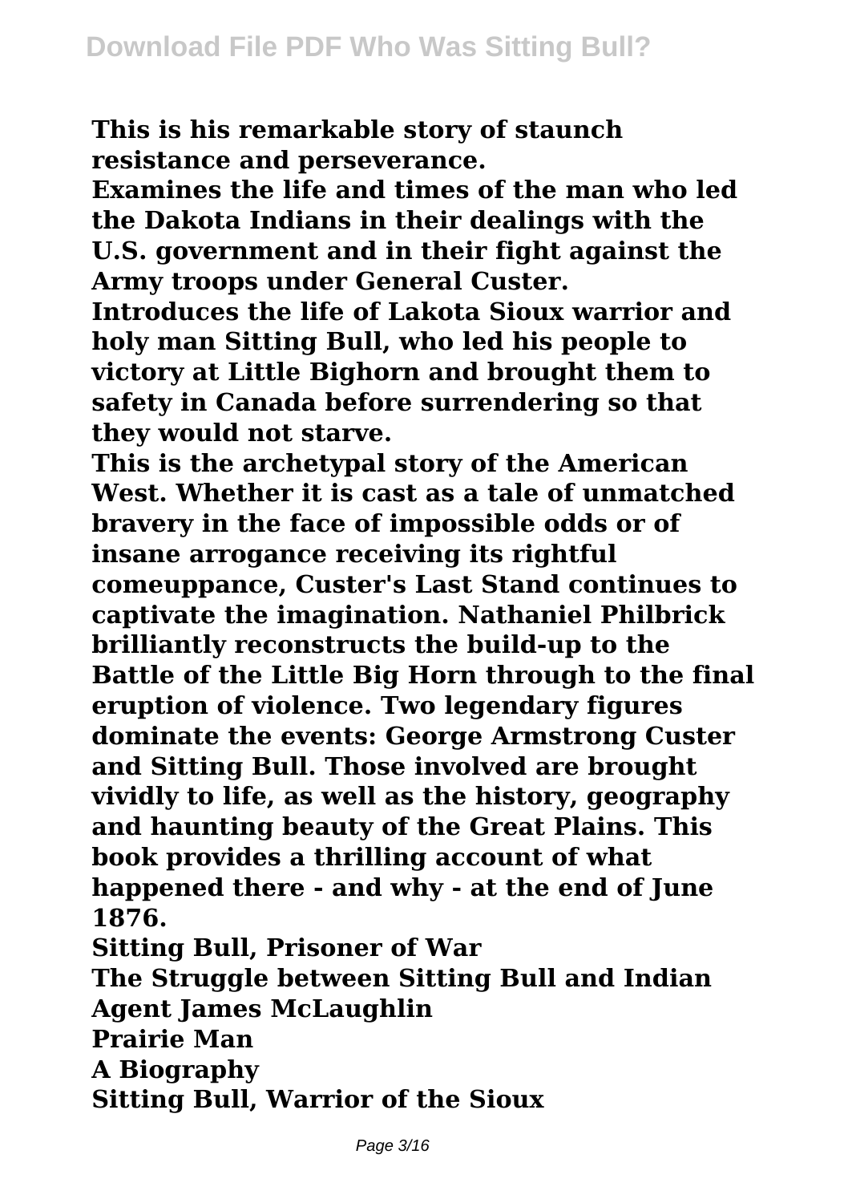**This is his remarkable story of staunch resistance and perseverance.**

**Examines the life and times of the man who led the Dakota Indians in their dealings with the U.S. government and in their fight against the Army troops under General Custer.**

**Introduces the life of Lakota Sioux warrior and holy man Sitting Bull, who led his people to victory at Little Bighorn and brought them to safety in Canada before surrendering so that they would not starve.**

**This is the archetypal story of the American West. Whether it is cast as a tale of unmatched bravery in the face of impossible odds or of insane arrogance receiving its rightful comeuppance, Custer's Last Stand continues to captivate the imagination. Nathaniel Philbrick brilliantly reconstructs the build-up to the Battle of the Little Big Horn through to the final eruption of violence. Two legendary figures dominate the events: George Armstrong Custer and Sitting Bull. Those involved are brought vividly to life, as well as the history, geography and haunting beauty of the Great Plains. This book provides a thrilling account of what happened there - and why - at the end of June 1876.**

**Sitting Bull, Prisoner of War**

**The Struggle between Sitting Bull and Indian Agent James McLaughlin**

**Prairie Man**

**A Biography**

**Sitting Bull, Warrior of the Sioux**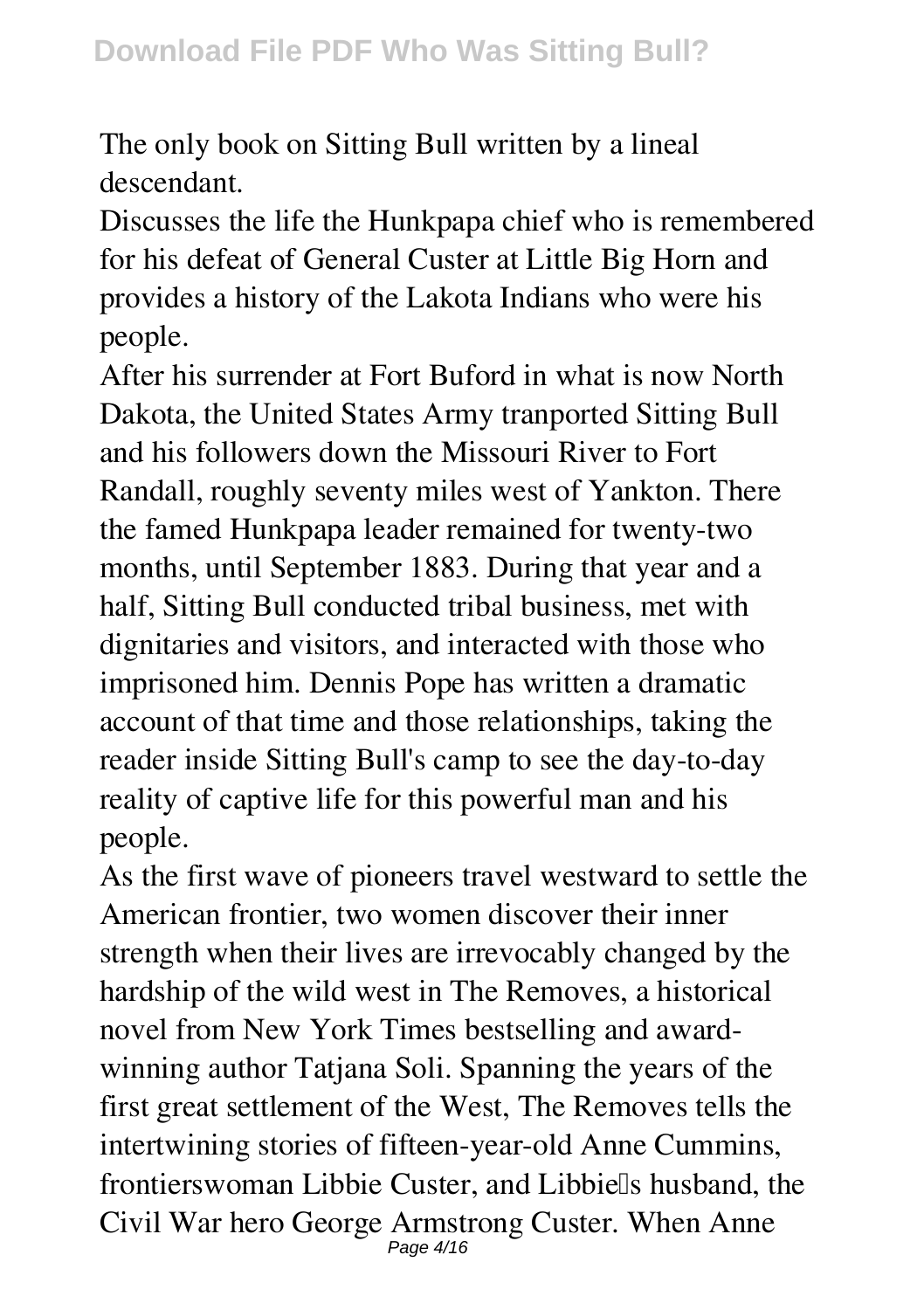The only book on Sitting Bull written by a lineal descendant.

Discusses the life the Hunkpapa chief who is remembered for his defeat of General Custer at Little Big Horn and provides a history of the Lakota Indians who were his people.

After his surrender at Fort Buford in what is now North Dakota, the United States Army tranported Sitting Bull and his followers down the Missouri River to Fort Randall, roughly seventy miles west of Yankton. There the famed Hunkpapa leader remained for twenty-two months, until September 1883. During that year and a half, Sitting Bull conducted tribal business, met with dignitaries and visitors, and interacted with those who imprisoned him. Dennis Pope has written a dramatic account of that time and those relationships, taking the reader inside Sitting Bull's camp to see the day-to-day reality of captive life for this powerful man and his people.

As the first wave of pioneers travel westward to settle the American frontier, two women discover their inner strength when their lives are irrevocably changed by the hardship of the wild west in The Removes, a historical novel from New York Times bestselling and award-winning author Tatjana Soli. Spanning the years of the first great settlement of the West, The Removes tells the intertwining stories of fifteen-year-old Anne Cummins, frontierswoman Libbie Custer, and Libbie's husband, the Civil War hero George Armstrong Custer. When Anne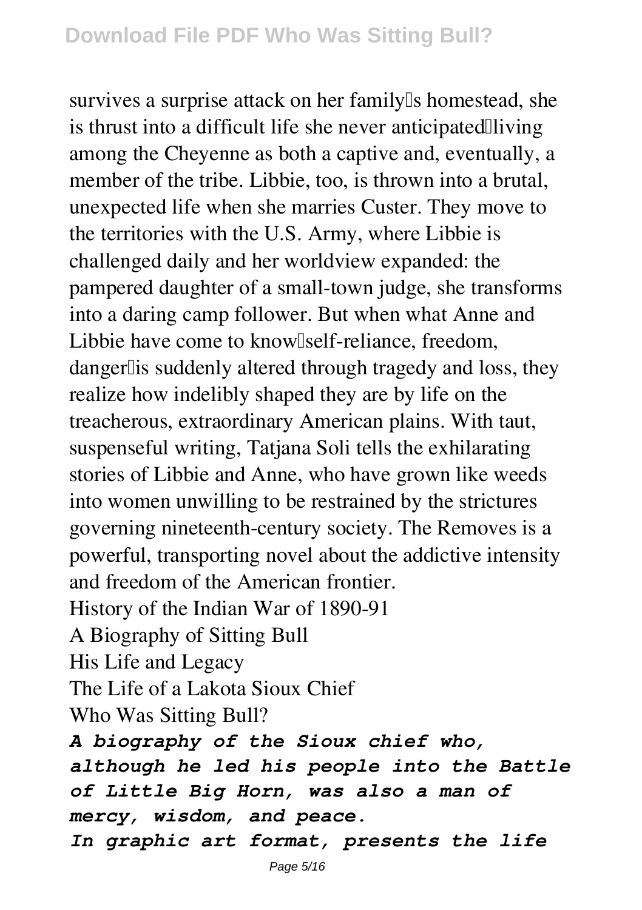survives a surprise attack on her family's homestead, she is thrust into a difficult life she never anticipated—living among the Cheyenne as both a captive and, eventually, a member of the tribe. Libbie, too, is thrown into a brutal, unexpected life when she marries Custer. They move to the territories with the U.S. Army, where Libbie is challenged daily and her worldview expanded: the pampered daughter of a small-town judge, she transforms into a daring camp follower. But when what Anne and Libbie have come to know—self-reliance, freedom, danger—is suddenly altered through tragedy and loss, they realize how indelibly shaped they are by life on the treacherous, extraordinary American plains. With taut, suspenseful writing, Tatjana Soli tells the exhilarating stories of Libbie and Anne, who have grown like weeds into women unwilling to be restrained by the strictures governing nineteenth-century society. The Removes is a powerful, transporting novel about the addictive intensity and freedom of the American frontier.

History of the Indian War of 1890-91

A Biography of Sitting Bull

His Life and Legacy

The Life of a Lakota Sioux Chief

Who Was Sitting Bull?

***A biography of the Sioux chief who, although he led his people into the Battle of Little Big Horn, was also a man of mercy, wisdom, and peace.***

***In graphic art format, presents the life***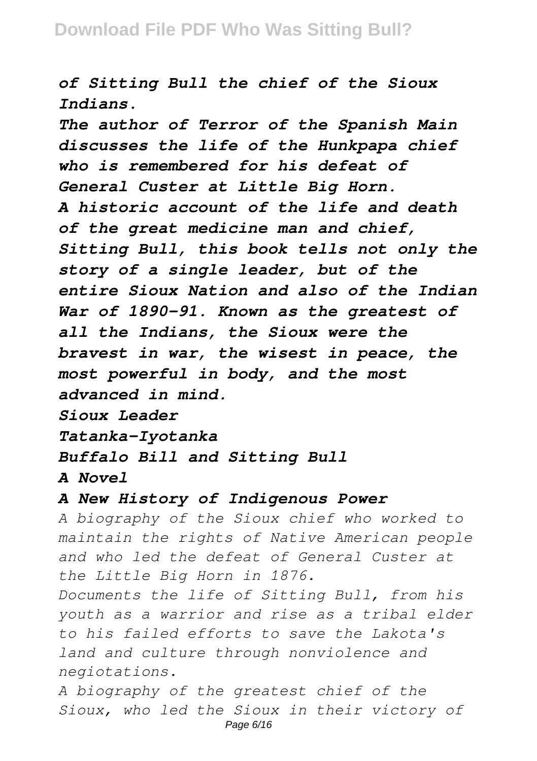*of Sitting Bull the chief of the Sioux Indians.*

*The author of Terror of the Spanish Main discusses the life of the Hunkpapa chief who is remembered for his defeat of General Custer at Little Big Horn.*

*A historic account of the life and death of the great medicine man and chief, Sitting Bull, this book tells not only the story of a single leader, but of the entire Sioux Nation and also of the Indian War of 1890-91. Known as the greatest of all the Indians, the Sioux were the bravest in war, the wisest in peace, the most powerful in body, and the most advanced in mind.*

*Sioux Leader*

*Tatanka-Iyotanka*

*Buffalo Bill and Sitting Bull*

*A Novel*

***A New History of Indigenous Power***

*A biography of the Sioux chief who worked to maintain the rights of Native American people and who led the defeat of General Custer at the Little Big Horn in 1876.*

*Documents the life of Sitting Bull, from his youth as a warrior and rise as a tribal elder to his failed efforts to save the Lakota's land and culture through nonviolence and negiotations.*

*A biography of the greatest chief of the Sioux, who led the Sioux in their victory of*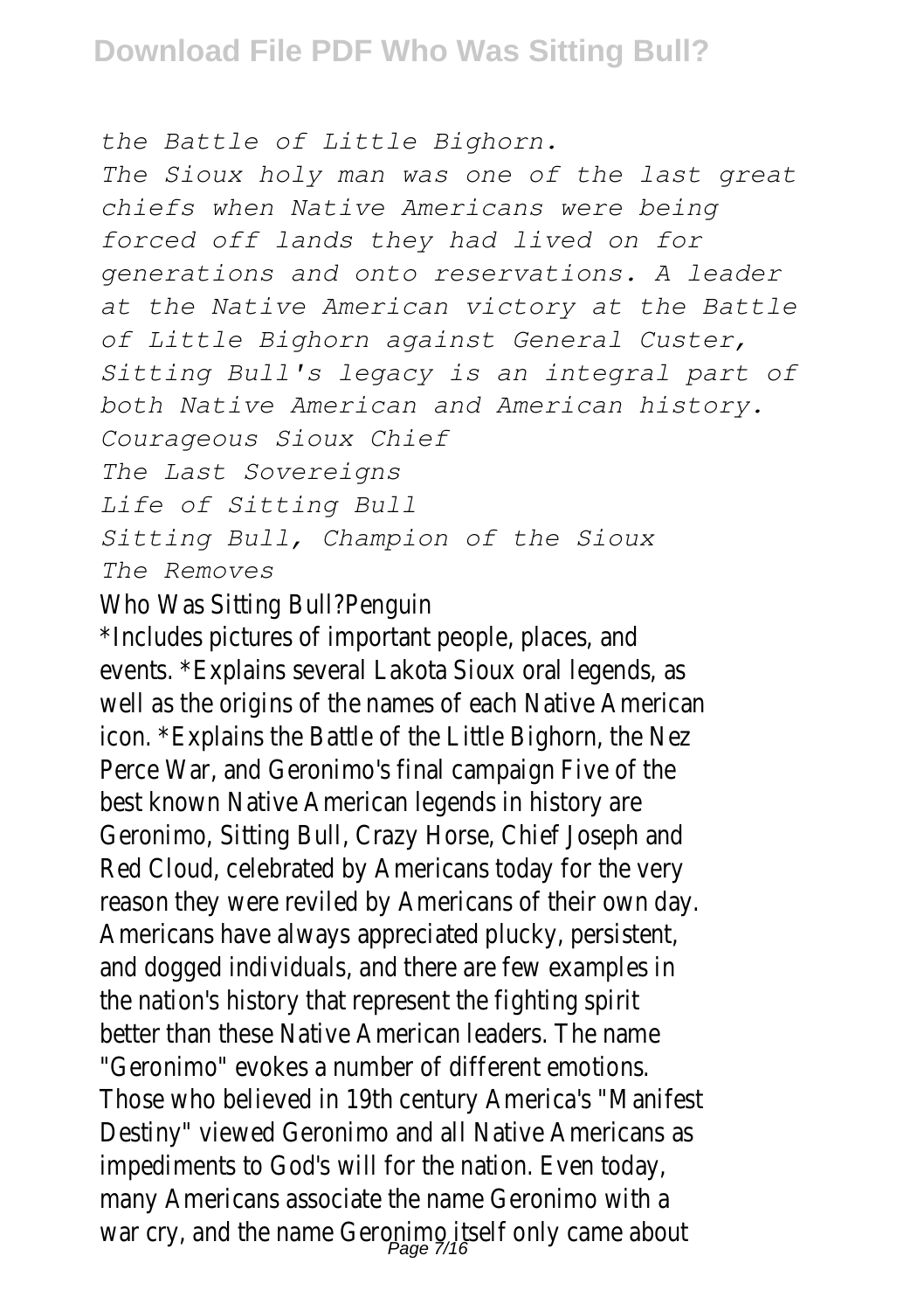*the Battle of Little Bighorn.*

*The Sioux holy man was one of the last great chiefs when Native Americans were being forced off lands they had lived on for generations and onto reservations. A leader at the Native American victory at the Battle of Little Bighorn against General Custer, Sitting Bull's legacy is an integral part of both Native American and American history.*

*Courageous Sioux Chief*

*The Last Sovereigns*

*Life of Sitting Bull*

*Sitting Bull, Champion of the Sioux*

*The Removes*

Who Was Sitting Bull?Penguin

*Includes pictures of important people, places, and events. *Explains several Lakota Sioux oral legends, as well as the origins of the names of each Native American icon. *Explains the Battle of the Little Bighorn, the Nez Perce War, and Geronimo's final campaign Five of the best known Native American legends in history are Geronimo, Sitting Bull, Crazy Horse, Chief Joseph and Red Cloud, celebrated by Americans today for the very reason they were reviled by Americans of their own day. Americans have always appreciated plucky, persistent, and dogged individuals, and there are few examples in the nation's history that represent the fighting spirit better than these Native American leaders. The name "Geronimo" evokes a number of different emotions. Those who believed in 19th century America's "Manifest Destiny" viewed Geronimo and all Native Americans as impediments to God's will for the nation. Even today, many Americans associate the name Geronimo with a war cry, and the name Geronimo itself only came about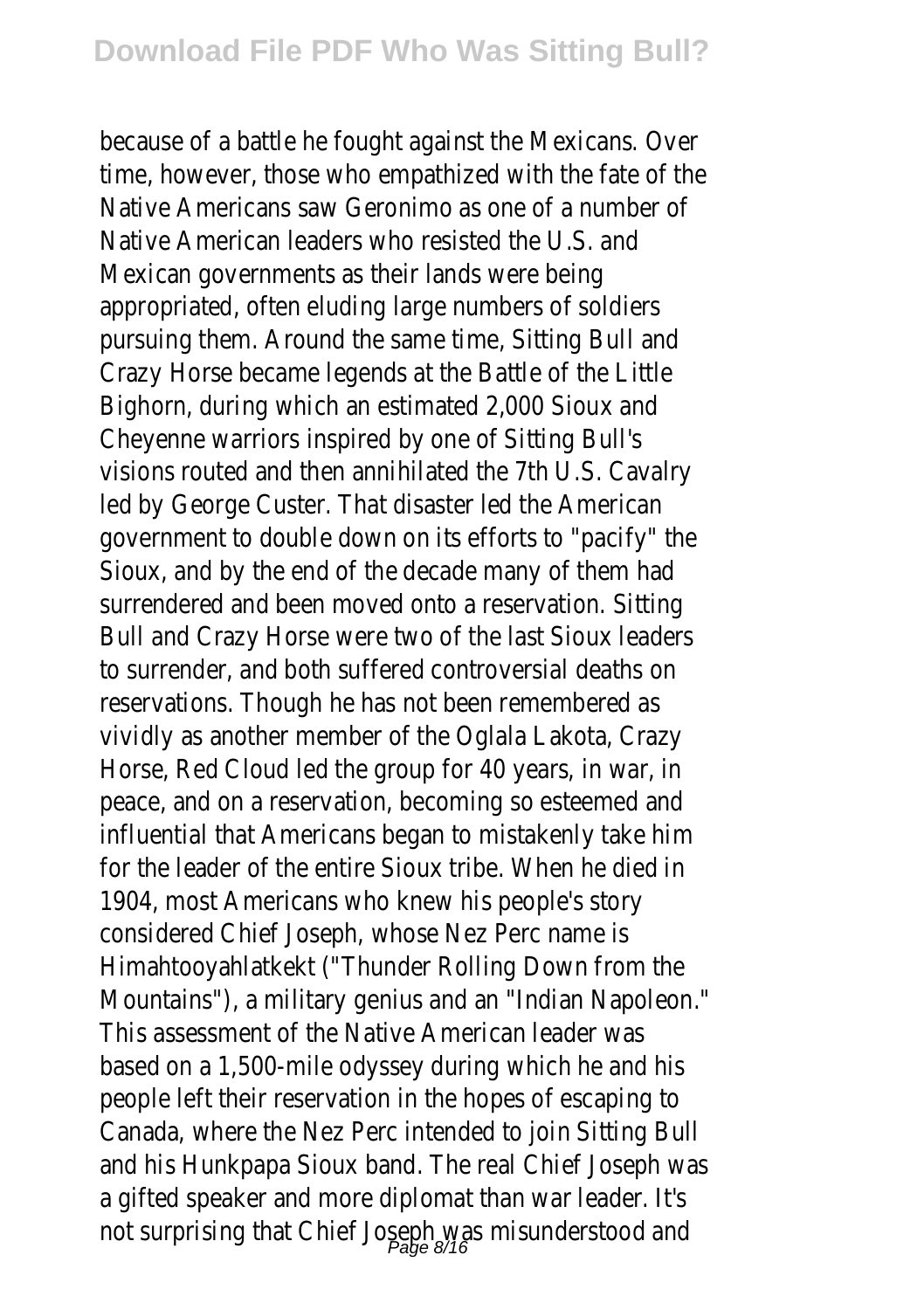because of a battle he fought against the Mexicans. Over time, however, those who empathized with the fate of the Native Americans saw Geronimo as one of a number of Native American leaders who resisted the U.S. and Mexican governments as their lands were being appropriated, often eluding large numbers of soldiers pursuing them. Around the same time, Sitting Bull and Crazy Horse became legends at the Battle of the Little Bighorn, during which an estimated 2,000 Sioux and Cheyenne warriors inspired by one of Sitting Bull's visions routed and then annihilated the 7th U.S. Cavalry led by George Custer. That disaster led the American government to double down on its efforts to "pacify" the Sioux, and by the end of the decade many of them had surrendered and been moved onto a reservation. Sitting Bull and Crazy Horse were two of the last Sioux leaders to surrender, and both suffered controversial deaths on reservations. Though he has not been remembered as vividly as another member of the Oglala Lakota, Crazy Horse, Red Cloud led the group for 40 years, in war, in peace, and on a reservation, becoming so esteemed and influential that Americans began to mistakenly take him for the leader of the entire Sioux tribe. When he died in 1904, most Americans who knew his people's story considered Chief Joseph, whose Nez Perc name is Himahtooyahlatkekt ("Thunder Rolling Down from the Mountains"), a military genius and an "Indian Napoleon." This assessment of the Native American leader was based on a 1,500-mile odyssey during which he and his people left their reservation in the hopes of escaping to Canada, where the Nez Perc intended to join Sitting Bull and his Hunkpapa Sioux band. The real Chief Joseph was a gifted speaker and more diplomat than war leader. It's not surprising that Chief Joseph was misunderstood and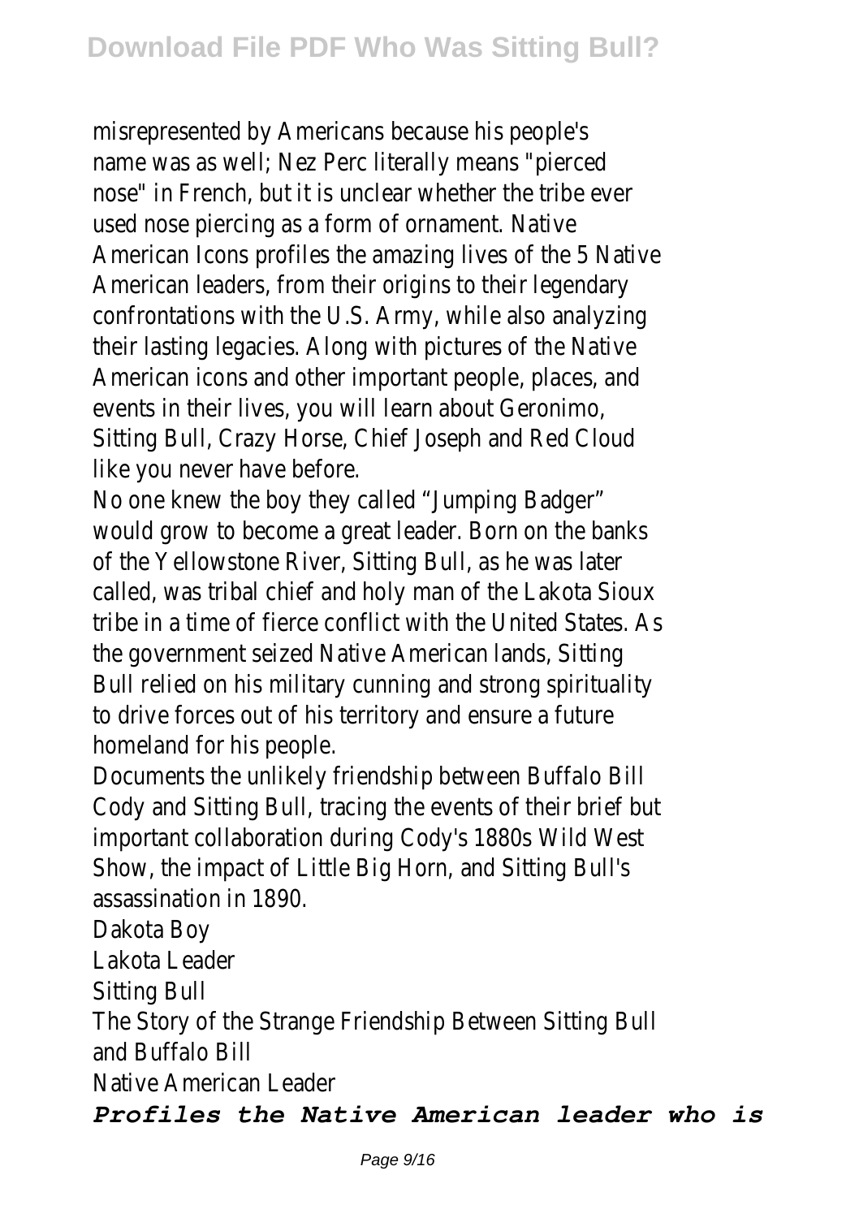misrepresented by Americans because his people's name was as well; Nez Perc literally means "pierced nose" in French, but it is unclear whether the tribe ever used nose piercing as a form of ornament. Native American Icons profiles the amazing lives of the 5 Native American leaders, from their origins to their legendary confrontations with the U.S. Army, while also analyzing their lasting legacies. Along with pictures of the Native American icons and other important people, places, and events in their lives, you will learn about Geronimo, Sitting Bull, Crazy Horse, Chief Joseph and Red Cloud like you never have before.

No one knew the boy they called "Jumping Badger" would grow to become a great leader. Born on the banks of the Yellowstone River, Sitting Bull, as he was later called, was tribal chief and holy man of the Lakota Sioux tribe in a time of fierce conflict with the United States. As the government seized Native American lands, Sitting Bull relied on his military cunning and strong spirituality to drive forces out of his territory and ensure a future homeland for his people.

Documents the unlikely friendship between Buffalo Bill Cody and Sitting Bull, tracing the events of their brief but important collaboration during Cody's 1880s Wild West Show, the impact of Little Big Horn, and Sitting Bull's assassination in 1890.

Dakota Boy

Lakota Leader

Sitting Bull

The Story of the Strange Friendship Between Sitting Bull and Buffalo Bill

Native American Leader

***Profiles the Native American leader who is***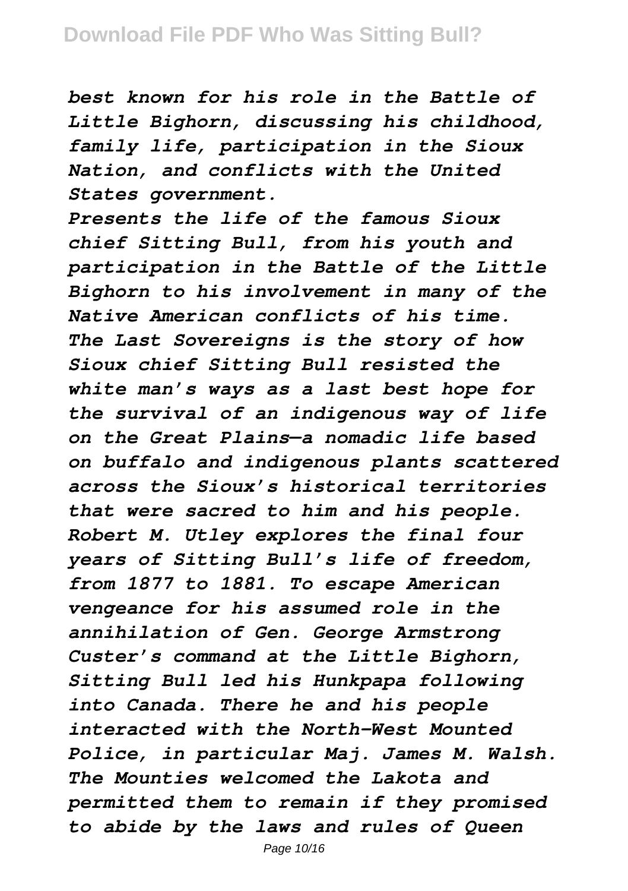*best known for his role in the Battle of Little Bighorn, discussing his childhood, family life, participation in the Sioux Nation, and conflicts with the United States government.*

*Presents the life of the famous Sioux chief Sitting Bull, from his youth and participation in the Battle of the Little Bighorn to his involvement in many of the Native American conflicts of his time.*

*The Last Sovereigns is the story of how Sioux chief Sitting Bull resisted the white man's ways as a last best hope for the survival of an indigenous way of life on the Great Plains—a nomadic life based on buffalo and indigenous plants scattered across the Sioux's historical territories that were sacred to him and his people.*

*Robert M. Utley explores the final four years of Sitting Bull's life of freedom, from 1877 to 1881. To escape American vengeance for his assumed role in the annihilation of Gen. George Armstrong Custer's command at the Little Bighorn, Sitting Bull led his Hunkpapa following into Canada. There he and his people interacted with the North-West Mounted Police, in particular Maj. James M. Walsh. The Mounties welcomed the Lakota and permitted them to remain if they promised to abide by the laws and rules of Queen*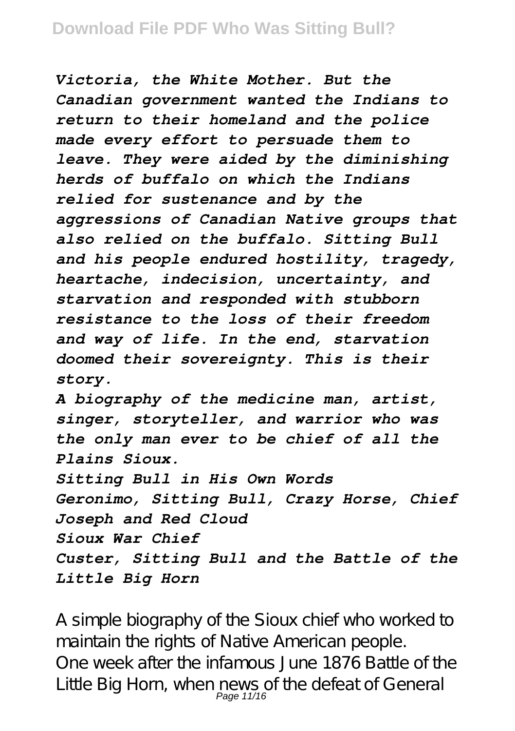*Victoria, the White Mother. But the Canadian government wanted the Indians to return to their homeland and the police made every effort to persuade them to leave. They were aided by the diminishing herds of buffalo on which the Indians relied for sustenance and by the aggressions of Canadian Native groups that also relied on the buffalo. Sitting Bull and his people endured hostility, tragedy, heartache, indecision, uncertainty, and starvation and responded with stubborn resistance to the loss of their freedom and way of life. In the end, starvation doomed their sovereignty. This is their story.*

*A biography of the medicine man, artist, singer, storyteller, and warrior who was the only man ever to be chief of all the Plains Sioux.*

*Sitting Bull in His Own Words*

*Geronimo, Sitting Bull, Crazy Horse, Chief Joseph and Red Cloud*

*Sioux War Chief*

*Custer, Sitting Bull and the Battle of the Little Big Horn*

A simple biography of the Sioux chief who worked to maintain the rights of Native American people.

One week after the infamous June 1876 Battle of the Little Big Horn, when news of the defeat of General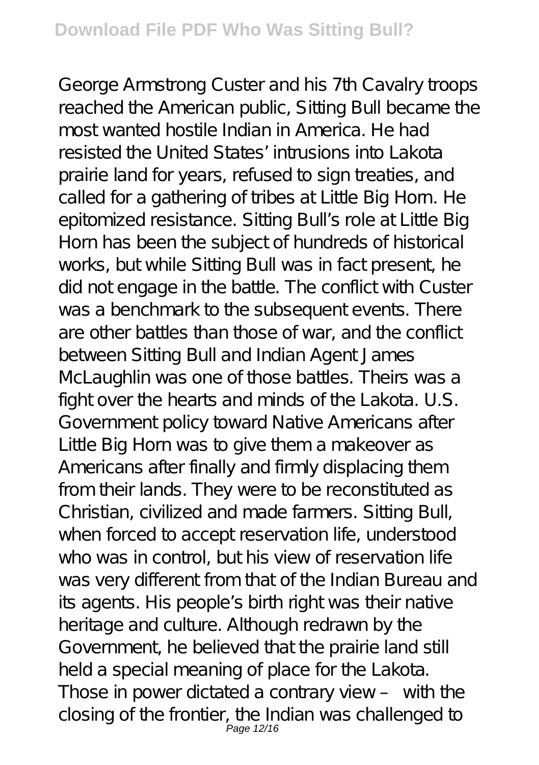George Armstrong Custer and his 7th Cavalry troops reached the American public, Sitting Bull became the most wanted hostile Indian in America. He had resisted the United States' intrusions into Lakota prairie land for years, refused to sign treaties, and called for a gathering of tribes at Little Big Horn. He epitomized resistance. Sitting Bull's role at Little Big Horn has been the subject of hundreds of historical works, but while Sitting Bull was in fact present, he did not engage in the battle. The conflict with Custer was a benchmark to the subsequent events. There are other battles than those of war, and the conflict between Sitting Bull and Indian Agent James McLaughlin was one of those battles. Theirs was a fight over the hearts and minds of the Lakota. U.S. Government policy toward Native Americans after Little Big Horn was to give them a makeover as Americans after finally and firmly displacing them from their lands. They were to be reconstituted as Christian, civilized and made farmers. Sitting Bull, when forced to accept reservation life, understood who was in control, but his view of reservation life was very different from that of the Indian Bureau and its agents. His people's birth right was their native heritage and culture. Although redrawn by the Government, he believed that the prairie land still held a special meaning of place for the Lakota. Those in power dictated a contrary view – with the closing of the frontier, the Indian was challenged to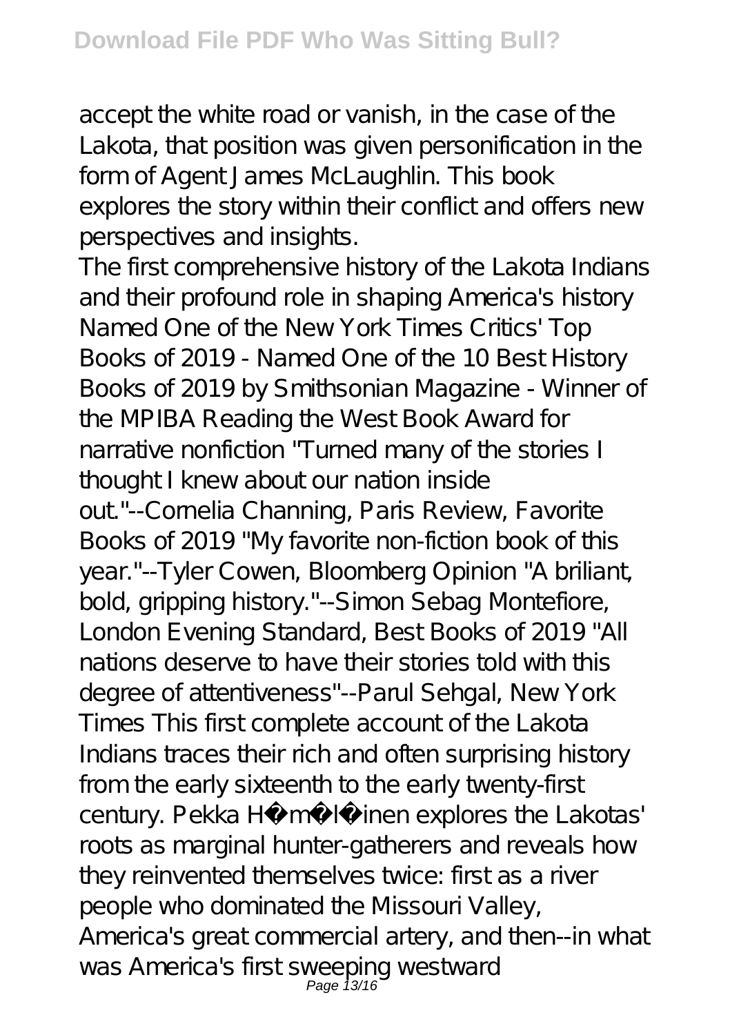accept the white road or vanish, in the case of the Lakota, that position was given personification in the form of Agent James McLaughlin. This book explores the story within their conflict and offers new perspectives and insights.

The first comprehensive history of the Lakota Indians and their profound role in shaping America's history Named One of the New York Times Critics' Top Books of 2019 - Named One of the 10 Best History Books of 2019 by Smithsonian Magazine - Winner of the MPIBA Reading the West Book Award for narrative nonfiction "Turned many of the stories I thought I knew about our nation inside out."--Cornelia Channing, Paris Review, Favorite Books of 2019 "My favorite non-fiction book of this year."--Tyler Cowen, Bloomberg Opinion "A briliant, bold, gripping history."--Simon Sebag Montefiore, London Evening Standard, Best Books of 2019 "All nations deserve to have their stories told with this degree of attentiveness"--Parul Sehgal, New York Times This first complete account of the Lakota Indians traces their rich and often surprising history from the early sixteenth to the early twenty-first century. Pekka Hämäläinen explores the Lakotas' roots as marginal hunter-gatherers and reveals how they reinvented themselves twice: first as a river people who dominated the Missouri Valley, America's great commercial artery, and then--in what was America's first sweeping westward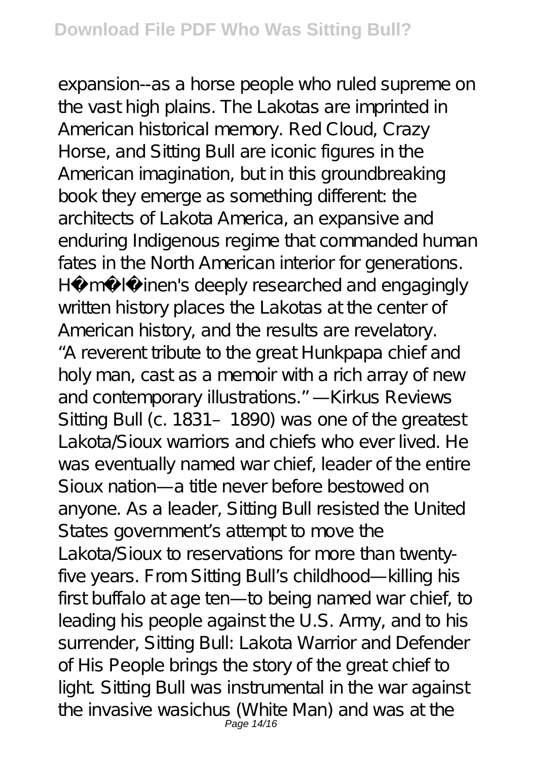expansion--as a horse people who ruled supreme on the vast high plains. The Lakotas are imprinted in American historical memory. Red Cloud, Crazy Horse, and Sitting Bull are iconic figures in the American imagination, but in this groundbreaking book they emerge as something different: the architects of Lakota America, an expansive and enduring Indigenous regime that commanded human fates in the North American interior for generations. Hämäläinen's deeply researched and engagingly written history places the Lakotas at the center of American history, and the results are revelatory.
"A reverent tribute to the great Hunkpapa chief and holy man, cast as a memoir with a rich array of new and contemporary illustrations." —Kirkus Reviews
Sitting Bull (c. 1831–1890) was one of the greatest Lakota/Sioux warriors and chiefs who ever lived. He was eventually named war chief, leader of the entire Sioux nation—a title never before bestowed on anyone. As a leader, Sitting Bull resisted the United States government's attempt to move the Lakota/Sioux to reservations for more than twenty-five years. From Sitting Bull's childhood—killing his first buffalo at age ten—to being named war chief, to leading his people against the U.S. Army, and to his surrender, Sitting Bull: Lakota Warrior and Defender of His People brings the story of the great chief to light. Sitting Bull was instrumental in the war against the invasive wasichus (White Man) and was at the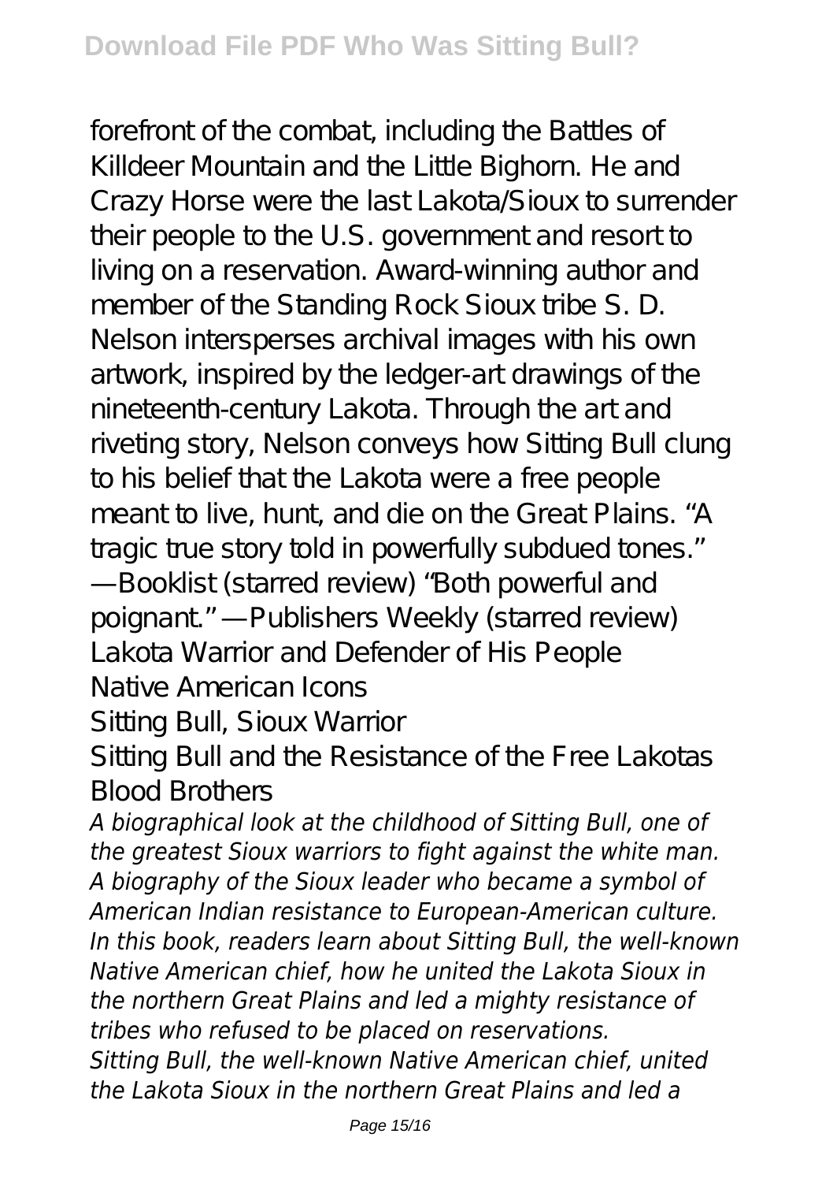forefront of the combat, including the Battles of Killdeer Mountain and the Little Bighorn. He and Crazy Horse were the last Lakota/Sioux to surrender their people to the U.S. government and resort to living on a reservation. Award-winning author and member of the Standing Rock Sioux tribe S. D. Nelson intersperses archival images with his own artwork, inspired by the ledger-art drawings of the nineteenth-century Lakota. Through the art and riveting story, Nelson conveys how Sitting Bull clung to his belief that the Lakota were a free people meant to live, hunt, and die on the Great Plains. "A tragic true story told in powerfully subdued tones." —Booklist (starred review) "Both powerful and poignant." —Publishers Weekly (starred review)

Lakota Warrior and Defender of His People

Native American Icons

Sitting Bull, Sioux Warrior

Sitting Bull and the Resistance of the Free Lakotas

Blood Brothers

*A biographical look at the childhood of Sitting Bull, one of the greatest Sioux warriors to fight against the white man.*

*A biography of the Sioux leader who became a symbol of American Indian resistance to European-American culture.*

*In this book, readers learn about Sitting Bull, the well-known Native American chief, how he united the Lakota Sioux in the northern Great Plains and led a mighty resistance of tribes who refused to be placed on reservations.*

*Sitting Bull, the well-known Native American chief, united the Lakota Sioux in the northern Great Plains and led a*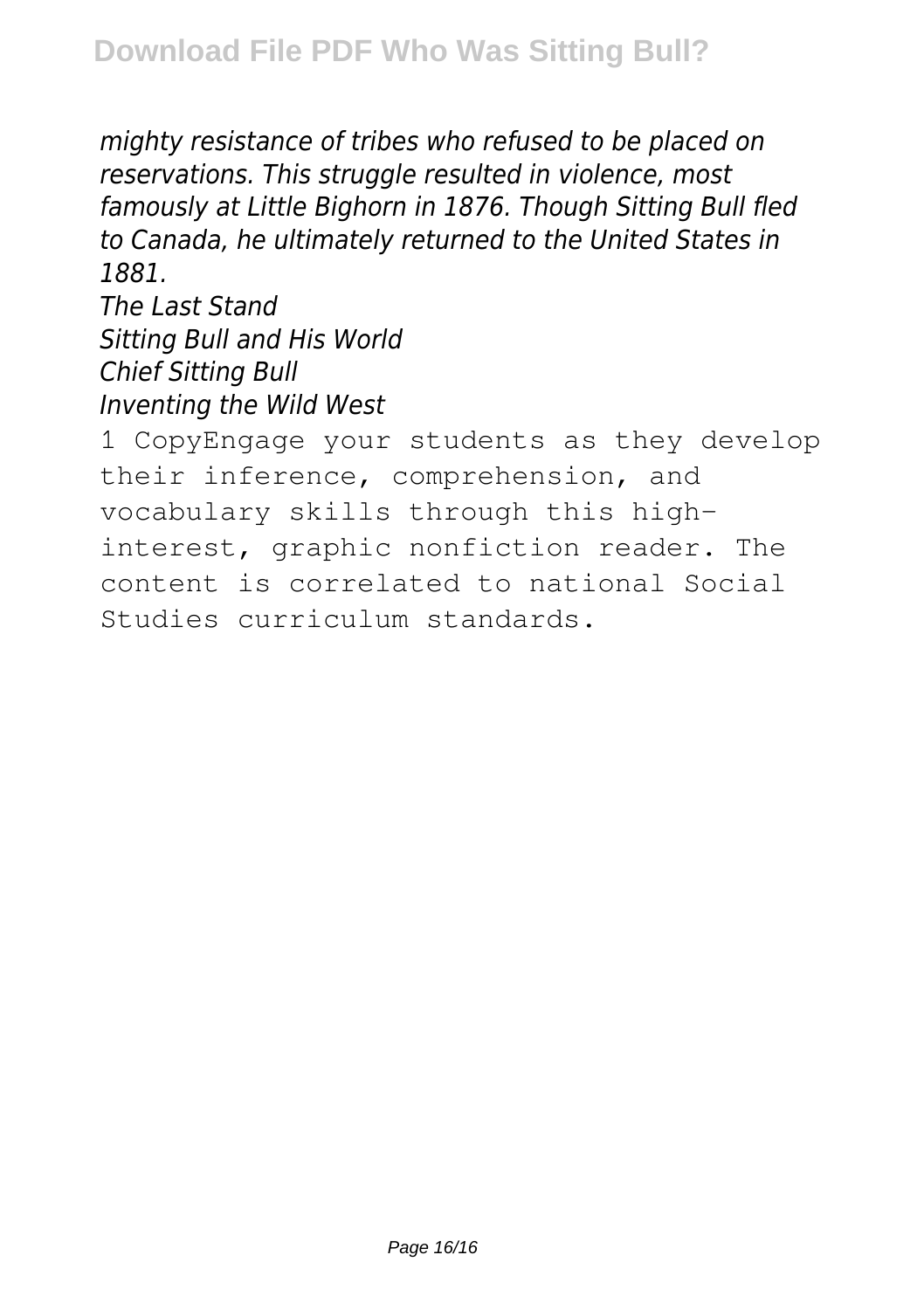*mighty resistance of tribes who refused to be placed on reservations. This struggle resulted in violence, most famously at Little Bighorn in 1876. Though Sitting Bull fled to Canada, he ultimately returned to the United States in 1881.*

*The Last Stand*

*Sitting Bull and His World*

*Chief Sitting Bull*

*Inventing the Wild West*

1 CopyEngage your students as they develop their inference, comprehension, and vocabulary skills through this high-interest, graphic nonfiction reader. The content is correlated to national Social Studies curriculum standards.